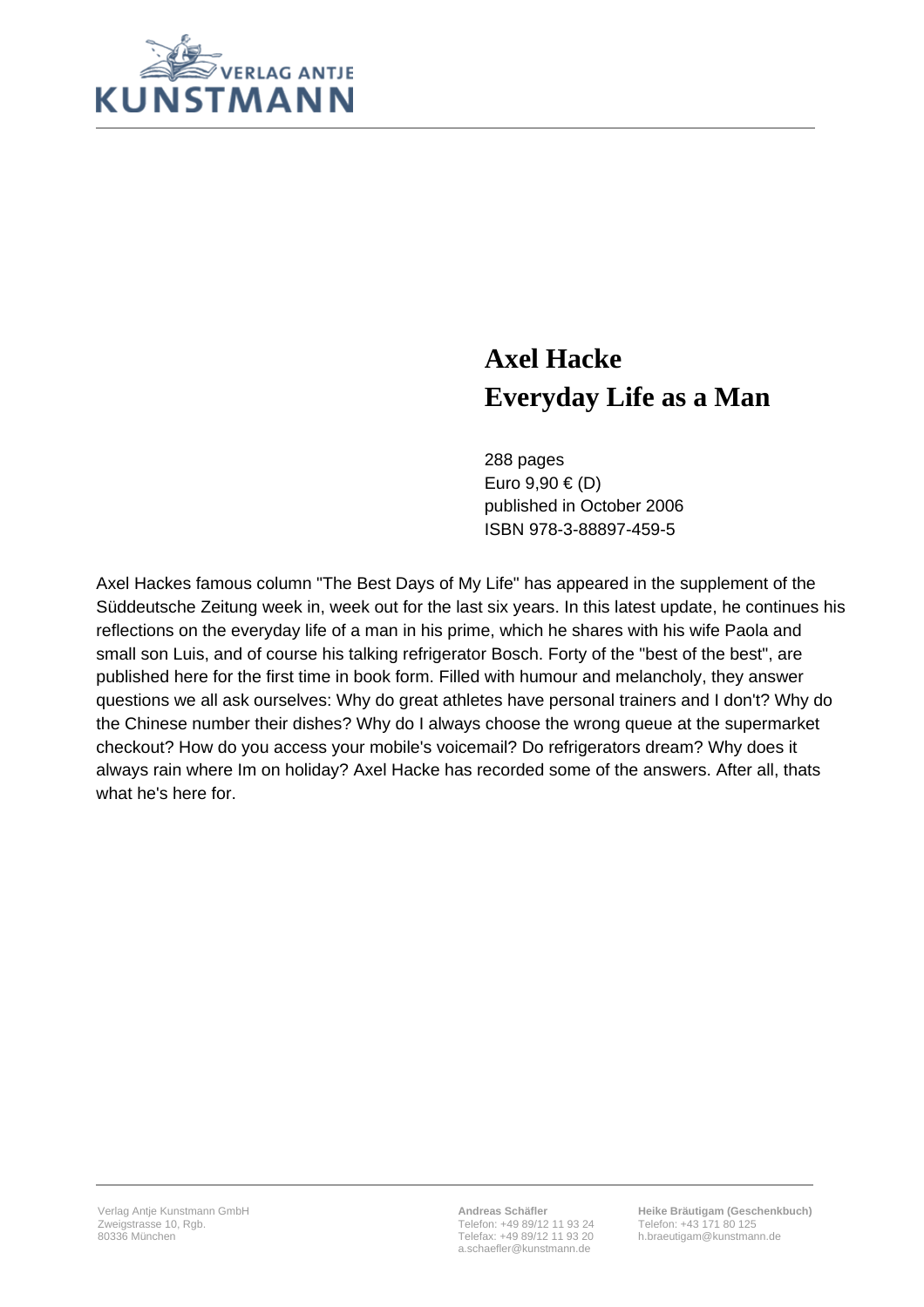VERLAG ANTJE KUNSTMANN

# Axel Hacke
# Everyday Life as a Man

288 pages
Euro 9,90 € (D)
published in October 2006
ISBN 978-3-88897-459-5

Axel Hackes famous column "The Best Days of My Life" has appeared in the supplement of the Süddeutsche Zeitung week in, week out for the last six years. In this latest update, he continues his reflections on the everyday life of a man in his prime, which he shares with his wife Paola and small son Luis, and of course his talking refrigerator Bosch. Forty of the "best of the best", are published here for the first time in book form. Filled with humour and melancholy, they answer questions we all ask ourselves: Why do great athletes have personal trainers and I don't? Why do the Chinese number their dishes? Why do I always choose the wrong queue at the supermarket checkout? How do you access your mobile's voicemail? Do refrigerators dream? Why does it always rain where Im on holiday? Axel Hacke has recorded some of the answers. After all, thats what he's here for.

Verlag Antje Kunstmann GmbH
Zweigstrasse 10, Rgb.
80336 München

**Andreas Schäfler**
Telefon: +49 89/12 11 93 24
Telefax: +49 89/12 11 93 20
a.schaefler@kunstmann.de

**Heike Bräutigam (Geschenkbuch)**
Telefon: +43 171 80 125
h.braeutigam@kunstmann.de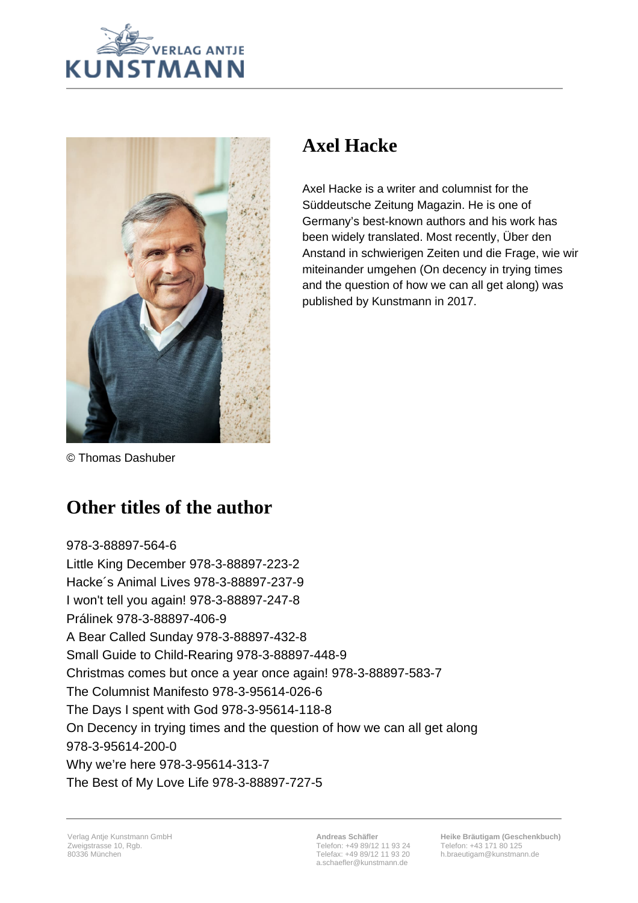# Axel Hacke

Axel Hacke is a writer and columnist for the Süddeutsche Zeitung Magazin. He is one of Germany's best-known authors and his work has been widely translated. Most recently, Über den Anstand in schwierigen Zeiten und die Frage, wie wir miteinander umgehen (On decency in trying times and the question of how we can all get along) was published by Kunstmann in 2017.

© Thomas Dashuber

## Other titles of the author

978-3-88897-564-6
Little King December 978-3-88897-223-2
Hacke´s Animal Lives 978-3-88897-237-9
I won't tell you again! 978-3-88897-247-8
Prálinek 978-3-88897-406-9
A Bear Called Sunday 978-3-88897-432-8
Small Guide to Child-Rearing 978-3-88897-448-9
Christmas comes but once a year once again! 978-3-88897-583-7
The Columnist Manifesto 978-3-95614-026-6
The Days I spent with God 978-3-95614-118-8
On Decency in trying times and the question of how we can all get along
978-3-95614-200-0
Why we're here 978-3-95614-313-7
The Best of My Love Life 978-3-88897-727-5

Verlag Antje Kunstmann GmbH
Zweigstrasse 10, Rgb.
80336 München

**Andreas Schäfler**
Telefon: +49 89/12 11 93 24
Telefax: +49 89/12 11 93 20
a.schaefler@kunstmann.de

**Heike Bräutigam (Geschenkbuch)**
Telefon: +43 171 80 125
h.braeutigam@kunstmann.de